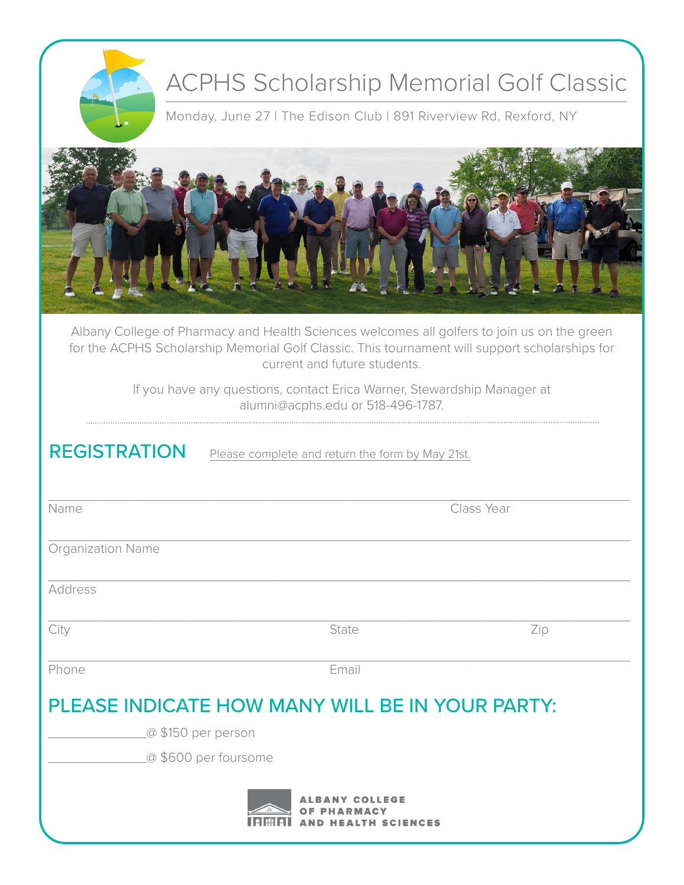# ACPHS Scholarship Memorial Golf Classic

Monday, June 27 | The Edison Club | 891 Riverview Rd, Rexford, NY

Albany College of Pharmacy and Health Sciences welcomes all golfers to join us on the green for the ACPHS Scholarship Memorial Golf Classic. This tournament will support scholarships for current and future students.

If you have any questions, contact Erica Warner, Stewardship Manager at alumni@acphs.edu or 518-496-1787.

## REGISTRATION

Please complete and return the form by May 21st.

Name ______________________________ Class Year ______________

Organization Name ______________________________

Address ______________________________

City ______________ State ______________ Zip ______________

Phone ______________ Email ______________

## PLEASE INDICATE HOW MANY WILL BE IN YOUR PARTY:

______________@ $150 per person

______________@ $600 per foursome

**ALBANY COLLEGE OF PHARMACY AND HEALTH SCIENCES**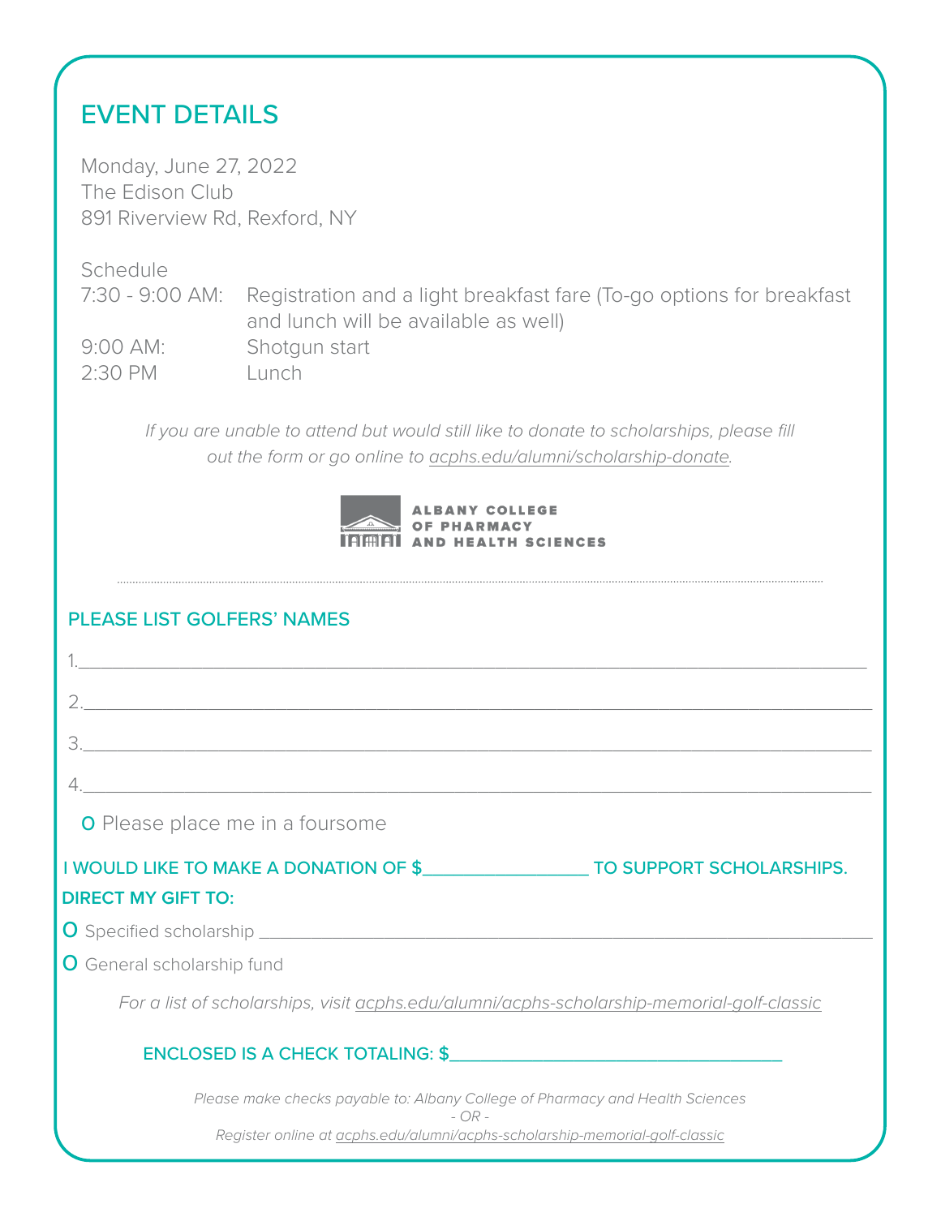## EVENT DETAILS

Monday, June 27, 2022
The Edison Club
891 Riverview Rd, Rexford, NY

Schedule

| | |
|---|---|
| 7:30 - 9:00 AM: | Registration and a light breakfast fare (To-go options for breakfast and lunch will be available as well) |
| 9:00 AM: | Shotgun start |
| 2:30 PM | Lunch |

*If you are unable to attend but would still like to donate to scholarships, please fill out the form or go online to acphs.edu/alumni/scholarship-donate.*

ALBANY COLLEGE OF PHARMACY AND HEALTH SCIENCES

---

## PLEASE LIST GOLFERS' NAMES

1.______________________________

2.______________________________

3.______________________________

4.______________________________

O Please place me in a foursome

**I WOULD LIKE TO MAKE A DONATION OF $________ TO SUPPORT SCHOLARSHIPS.**

**DIRECT MY GIFT TO:**

O Specified scholarship ______________________________

O General scholarship fund

*For a list of scholarships, visit acphs.edu/alumni/acphs-scholarship-memorial-golf-classic*

**ENCLOSED IS A CHECK TOTALING: $________________**

*Please make checks payable to: Albany College of Pharmacy and Health Sciences*

*- OR -*

*Register online at acphs.edu/alumni/acphs-scholarship-memorial-golf-classic*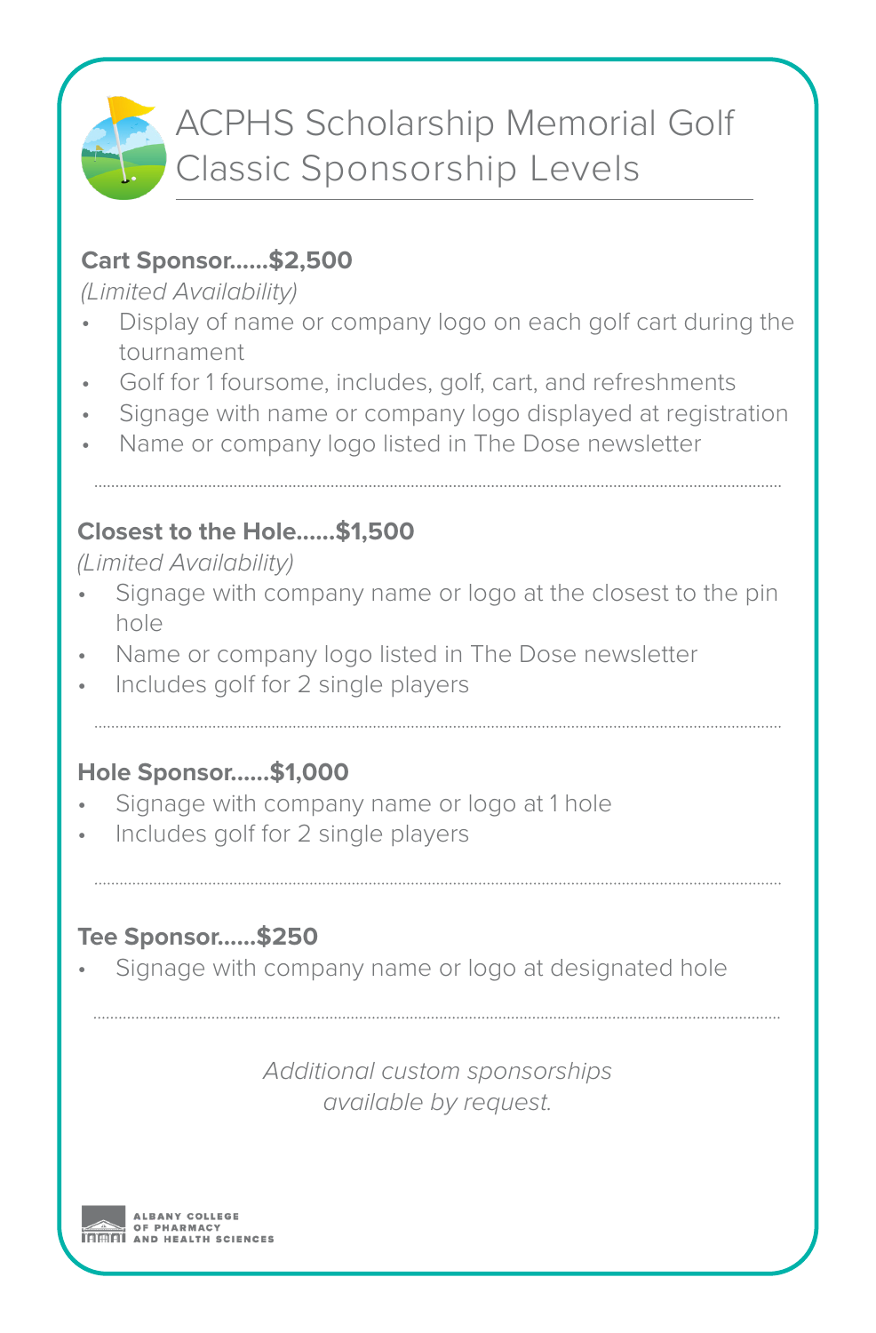# ACPHS Scholarship Memorial Golf Classic Sponsorship Levels

**Cart Sponsor......$2,500**

*(Limited Availability)*

- Display of name or company logo on each golf cart during the tournament
- Golf for 1 foursome, includes, golf, cart, and refreshments
- Signage with name or company logo displayed at registration
- Name or company logo listed in The Dose newsletter

**Closest to the Hole......$1,500**

*(Limited Availability)*

- Signage with company name or logo at the closest to the pin hole
- Name or company logo listed in The Dose newsletter
- Includes golf for 2 single players

**Hole Sponsor......$1,000**

- Signage with company name or logo at 1 hole
- Includes golf for 2 single players

**Tee Sponsor......$250**

- Signage with company name or logo at designated hole

*Additional custom sponsorships available by request.*

ALBANY COLLEGE OF PHARMACY AND HEALTH SCIENCES